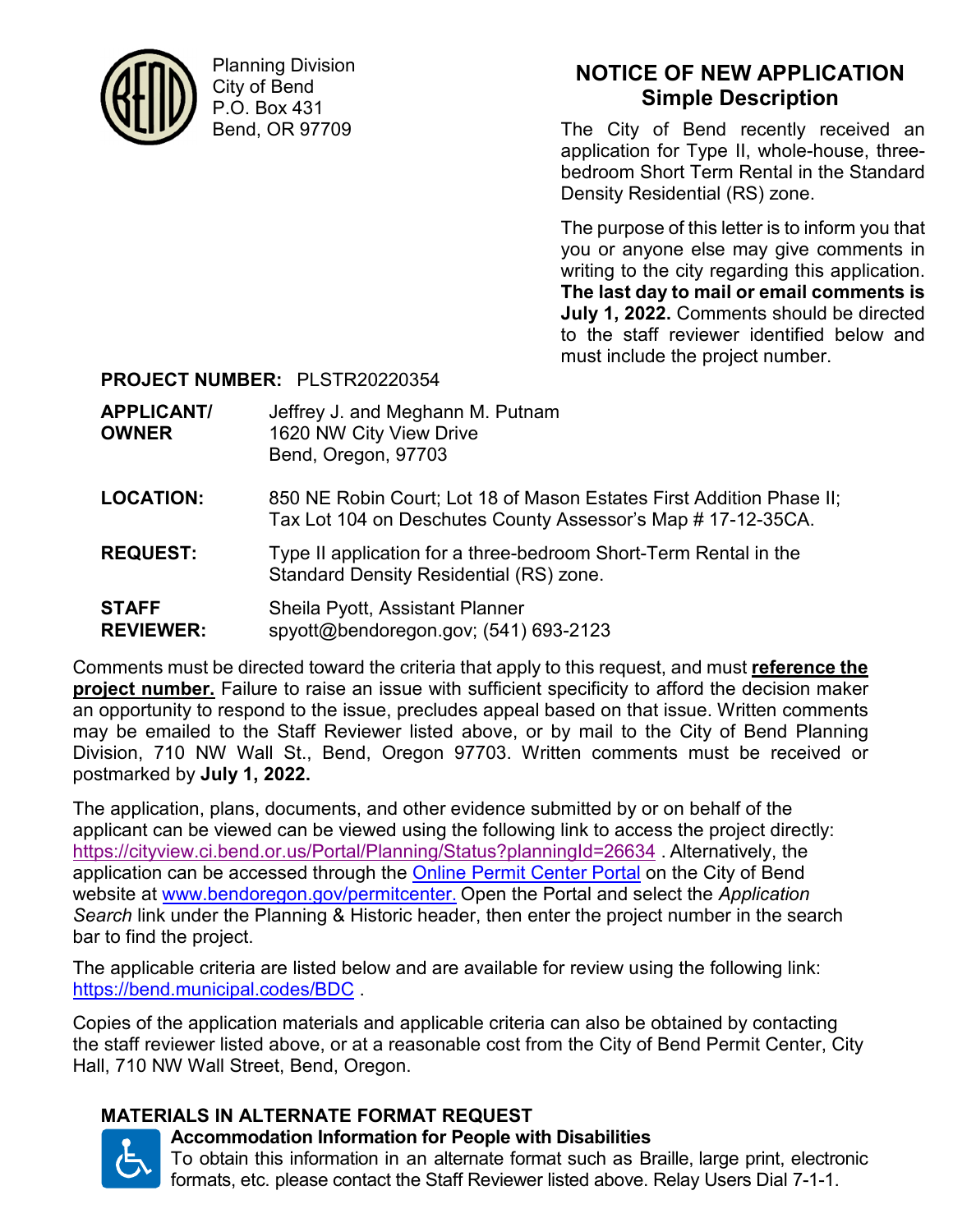Planning Division
City of Bend
P.O. Box 431
Bend, OR 97709

# NOTICE OF NEW APPLICATION
## Simple Description

The City of Bend recently received an application for Type II, whole-house, three-bedroom Short Term Rental in the Standard Density Residential (RS) zone.

The purpose of this letter is to inform you that you or anyone else may give comments in writing to the city regarding this application. **The last day to mail or email comments is July 1, 2022.** Comments should be directed to the staff reviewer identified below and must include the project number.

**PROJECT NUMBER:** PLSTR20220354

**APPLICANT/ OWNER:** Jeffrey J. and Meghann M. Putnam
1620 NW City View Drive
Bend, Oregon, 97703

**LOCATION:** 850 NE Robin Court; Lot 18 of Mason Estates First Addition Phase II; Tax Lot 104 on Deschutes County Assessor's Map # 17-12-35CA.

**REQUEST:** Type II application for a three-bedroom Short-Term Rental in the Standard Density Residential (RS) zone.

**STAFF REVIEWER:** Sheila Pyott, Assistant Planner
spyott@bendoregon.gov; (541) 693-2123

Comments must be directed toward the criteria that apply to this request, and must **reference the project number.** Failure to raise an issue with sufficient specificity to afford the decision maker an opportunity to respond to the issue, precludes appeal based on that issue. Written comments may be emailed to the Staff Reviewer listed above, or by mail to the City of Bend Planning Division, 710 NW Wall St., Bend, Oregon 97703. Written comments must be received or postmarked by **July 1, 2022.**

The application, plans, documents, and other evidence submitted by or on behalf of the applicant can be viewed can be viewed using the following link to access the project directly: https://cityview.ci.bend.or.us/Portal/Planning/Status?planningId=26634 . Alternatively, the application can be accessed through the Online Permit Center Portal on the City of Bend website at www.bendoregon.gov/permitcenter. Open the Portal and select the *Application Search* link under the Planning & Historic header, then enter the project number in the search bar to find the project.

The applicable criteria are listed below and are available for review using the following link: https://bend.municipal.codes/BDC .

Copies of the application materials and applicable criteria can also be obtained by contacting the staff reviewer listed above, or at a reasonable cost from the City of Bend Permit Center, City Hall, 710 NW Wall Street, Bend, Oregon.

## MATERIALS IN ALTERNATE FORMAT REQUEST

**Accommodation Information for People with Disabilities**
To obtain this information in an alternate format such as Braille, large print, electronic formats, etc. please contact the Staff Reviewer listed above. Relay Users Dial 7-1-1.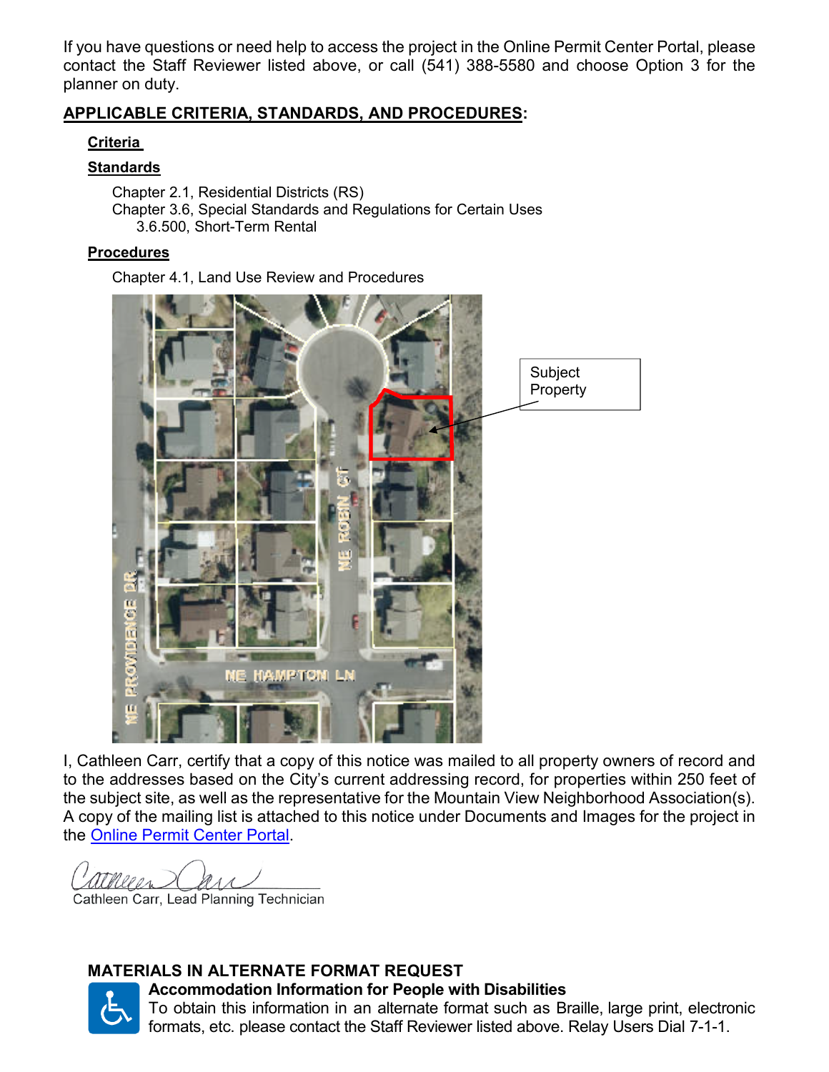If you have questions or need help to access the project in the Online Permit Center Portal, please contact the Staff Reviewer listed above, or call (541) 388-5580 and choose Option 3 for the planner on duty.

## APPLICABLE CRITERIA, STANDARDS, AND PROCEDURES:

**Criteria**

**Standards**

Chapter 2.1, Residential Districts (RS)
Chapter 3.6, Special Standards and Regulations for Certain Uses
3.6.500, Short-Term Rental

**Procedures**

Chapter 4.1, Land Use Review and Procedures

Subject Property

NE ROBIN CT

NE PROVIDENCE DR

NE HAMPTON LN

I, Cathleen Carr, certify that a copy of this notice was mailed to all property owners of record and to the addresses based on the City's current addressing record, for properties within 250 feet of the subject site, as well as the representative for the Mountain View Neighborhood Association(s). A copy of the mailing list is attached to this notice under Documents and Images for the project in the Online Permit Center Portal.

Cathleen Carr, Lead Planning Technician

### MATERIALS IN ALTERNATE FORMAT REQUEST

**Accommodation Information for People with Disabilities**
To obtain this information in an alternate format such as Braille, large print, electronic formats, etc. please contact the Staff Reviewer listed above. Relay Users Dial 7-1-1.